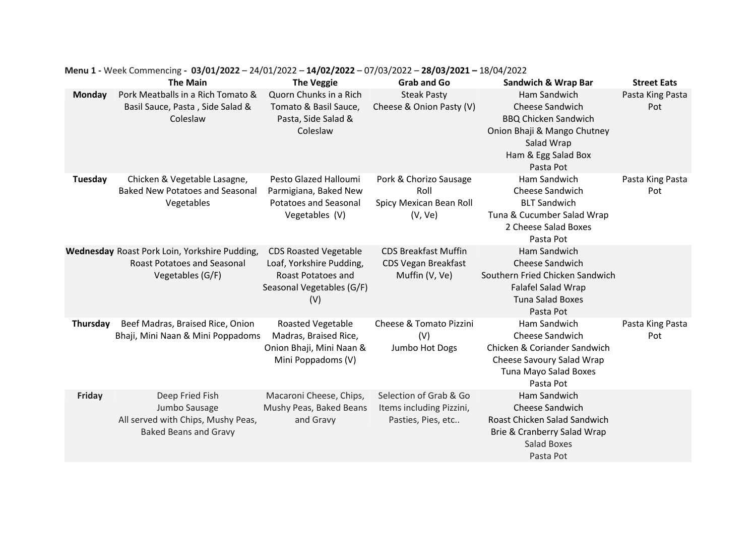**Menu 1 -** Week Commencing **- 03/01/2022** – 24/01/2022 – **14/02/2022** – 07/03/2022 – **28/03/2021 –** 18/04/2022

| | **The Main** | **The Veggie** | **Grab and Go** | **Sandwich & Wrap Bar** | **Street Eats** |
|---|---|---|---|---|---|
| **Monday** | Pork Meatballs in a Rich Tomato & Basil Sauce, Pasta , Side Salad & Coleslaw | Quorn Chunks in a Rich Tomato & Basil Sauce, Pasta, Side Salad & Coleslaw | Steak Pasty<br>Cheese & Onion Pasty (V) | Ham Sandwich<br>Cheese Sandwich<br>BBQ Chicken Sandwich<br>Onion Bhaji & Mango Chutney Salad Wrap<br>Ham & Egg Salad Box<br>Pasta Pot | Pasta King Pasta Pot |
| **Tuesday** | Chicken & Vegetable Lasagne, Baked New Potatoes and Seasonal Vegetables | Pesto Glazed Halloumi Parmigiana, Baked New Potatoes and Seasonal Vegetables (V) | Pork & Chorizo Sausage Roll<br>Spicy Mexican Bean Roll (V, Ve) | Ham Sandwich<br>Cheese Sandwich<br>BLT Sandwich<br>Tuna & Cucumber Salad Wrap<br>2 Cheese Salad Boxes<br>Pasta Pot | Pasta King Pasta Pot |
| **Wednesday** | Roast Pork Loin, Yorkshire Pudding, Roast Potatoes and Seasonal Vegetables (G/F) | CDS Roasted Vegetable Loaf, Yorkshire Pudding, Roast Potatoes and Seasonal Vegetables (G/F) (V) | CDS Breakfast Muffin<br>CDS Vegan Breakfast Muffin (V, Ve) | Ham Sandwich<br>Cheese Sandwich<br>Southern Fried Chicken Sandwich<br>Falafel Salad Wrap<br>Tuna Salad Boxes<br>Pasta Pot | |
| **Thursday** | Beef Madras, Braised Rice, Onion Bhaji, Mini Naan & Mini Poppadoms | Roasted Vegetable Madras, Braised Rice, Onion Bhaji, Mini Naan & Mini Poppadoms (V) | Cheese & Tomato Pizzini (V)<br>Jumbo Hot Dogs | Ham Sandwich<br>Cheese Sandwich<br>Chicken & Coriander Sandwich<br>Cheese Savoury Salad Wrap<br>Tuna Mayo Salad Boxes<br>Pasta Pot | Pasta King Pasta Pot |
| **Friday** | Deep Fried Fish<br>Jumbo Sausage<br>All served with Chips, Mushy Peas, Baked Beans and Gravy | Macaroni Cheese, Chips, Mushy Peas, Baked Beans and Gravy | Selection of Grab & Go Items including Pizzini, Pasties, Pies, etc.. | Ham Sandwich<br>Cheese Sandwich<br>Roast Chicken Salad Sandwich<br>Brie & Cranberry Salad Wrap<br>Salad Boxes<br>Pasta Pot | |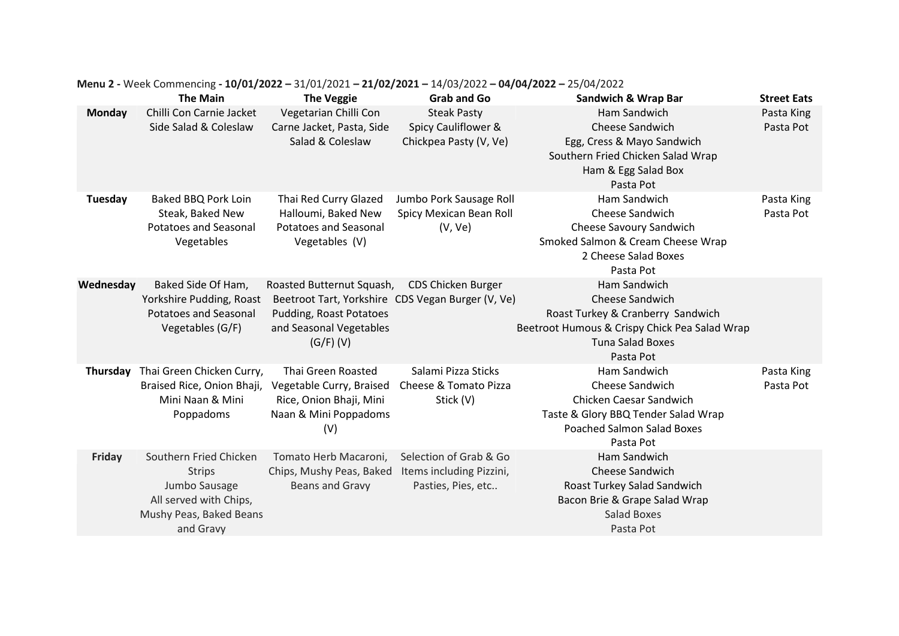**Menu 2 -** Week Commencing **- 10/01/2022 –** 31/01/2021 **– 21/02/2021 –** 14/03/2022 **– 04/04/2022 –** 25/04/2022

| | **The Main** | **The Veggie** | **Grab and Go** | **Sandwich & Wrap Bar** | **Street Eats** |
|---|---|---|---|---|---|
| **Monday** | Chilli Con Carnie Jacket Side Salad & Coleslaw | Vegetarian Chilli Con Carne Jacket, Pasta, Side Salad & Coleslaw | Steak Pasty<br>Spicy Cauliflower & Chickpea Pasty (V, Ve) | Ham Sandwich<br>Cheese Sandwich<br>Egg, Cress & Mayo Sandwich<br>Southern Fried Chicken Salad Wrap<br>Ham & Egg Salad Box<br>Pasta Pot | Pasta King<br>Pasta Pot |
| **Tuesday** | Baked BBQ Pork Loin Steak, Baked New Potatoes and Seasonal Vegetables | Thai Red Curry Glazed Halloumi, Baked New Potatoes and Seasonal Vegetables (V) | Jumbo Pork Sausage Roll<br>Spicy Mexican Bean Roll (V, Ve) | Ham Sandwich<br>Cheese Sandwich<br>Cheese Savoury Sandwich<br>Smoked Salmon & Cream Cheese Wrap<br>2 Cheese Salad Boxes<br>Pasta Pot | Pasta King<br>Pasta Pot |
| **Wednesday** | Baked Side Of Ham, Yorkshire Pudding, Roast Potatoes and Seasonal Vegetables (G/F) | Roasted Butternut Squash, Beetroot Tart, Yorkshire Pudding, Roast Potatoes and Seasonal Vegetables (G/F) (V) | CDS Chicken Burger<br>CDS Vegan Burger (V, Ve) | Ham Sandwich<br>Cheese Sandwich<br>Roast Turkey & Cranberry Sandwich<br>Beetroot Humous & Crispy Chick Pea Salad Wrap<br>Tuna Salad Boxes<br>Pasta Pot | |
| **Thursday** | Thai Green Chicken Curry, Braised Rice, Onion Bhaji, Mini Naan & Mini Poppadoms | Thai Green Roasted Vegetable Curry, Braised Rice, Onion Bhaji, Mini Naan & Mini Poppadoms (V) | Salami Pizza Sticks<br>Cheese & Tomato Pizza Stick (V) | Ham Sandwich<br>Cheese Sandwich<br>Chicken Caesar Sandwich<br>Taste & Glory BBQ Tender Salad Wrap<br>Poached Salmon Salad Boxes<br>Pasta Pot | Pasta King<br>Pasta Pot |
| **Friday** | Southern Fried Chicken Strips<br>Jumbo Sausage<br>All served with Chips, Mushy Peas, Baked Beans and Gravy | Tomato Herb Macaroni, Chips, Mushy Peas, Baked Beans and Gravy | Selection of Grab & Go Items including Pizzini, Pasties, Pies, etc.. | Ham Sandwich<br>Cheese Sandwich<br>Roast Turkey Salad Sandwich<br>Bacon Brie & Grape Salad Wrap<br>Salad Boxes<br>Pasta Pot | |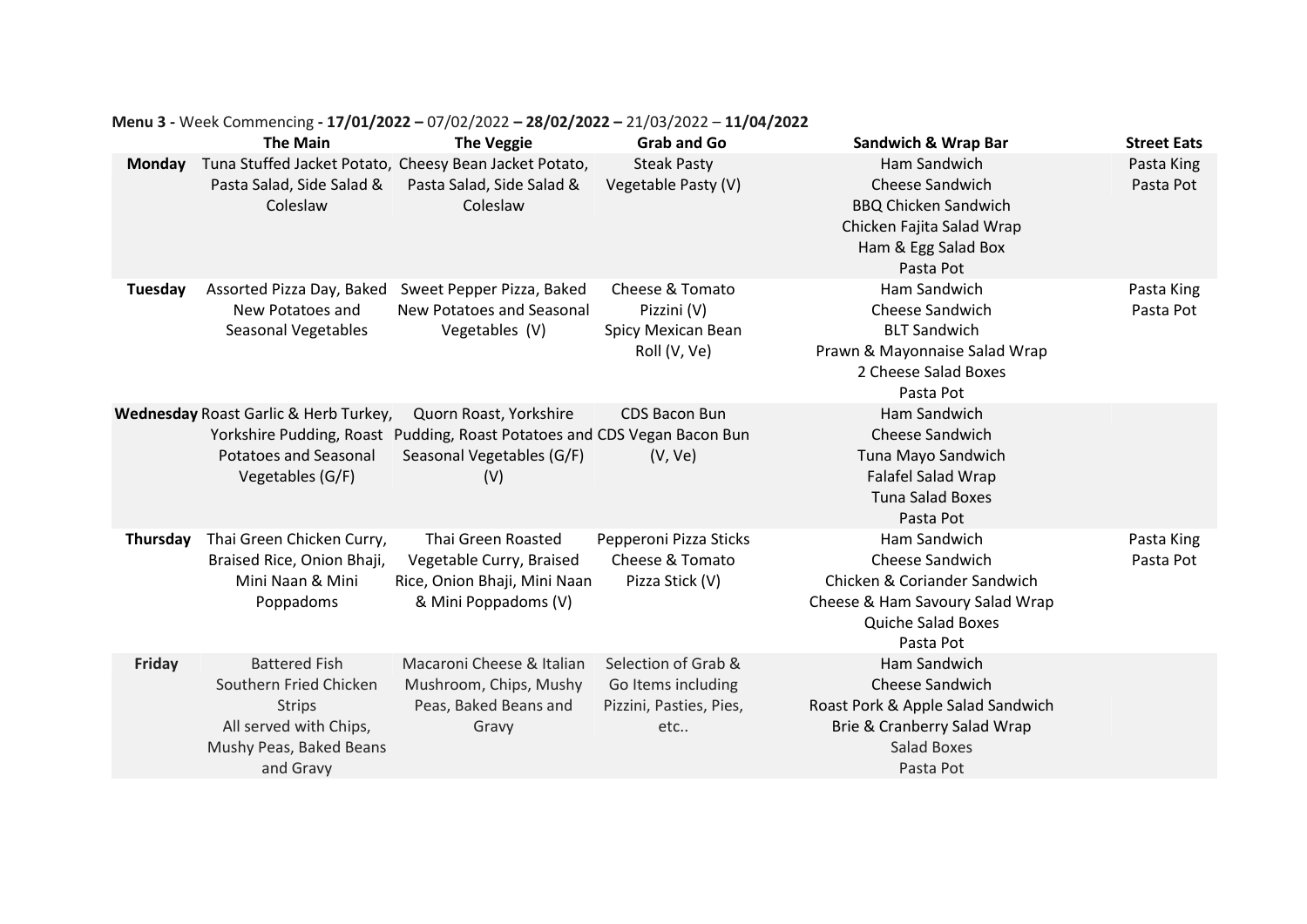**Menu 3 -** Week Commencing **- 17/01/2022 –** 07/02/2022 **– 28/02/2022 –** 21/03/2022 – **11/04/2022**

| | The Main | The Veggie | Grab and Go | Sandwich & Wrap Bar | Street Eats |
|---|---|---|---|---|---|
| **Monday** | Tuna Stuffed Jacket Potato, Pasta Salad, Side Salad & Coleslaw | Cheesy Bean Jacket Potato, Pasta Salad, Side Salad & Coleslaw | Steak Pasty<br>Vegetable Pasty (V) | Ham Sandwich<br>Cheese Sandwich<br>BBQ Chicken Sandwich<br>Chicken Fajita Salad Wrap<br>Ham & Egg Salad Box<br>Pasta Pot | Pasta King<br>Pasta Pot |
| **Tuesday** | Assorted Pizza Day, Baked New Potatoes and Seasonal Vegetables | Sweet Pepper Pizza, Baked New Potatoes and Seasonal Vegetables (V) | Cheese & Tomato Pizzini (V)<br>Spicy Mexican Bean Roll (V, Ve) | Ham Sandwich<br>Cheese Sandwich<br>BLT Sandwich<br>Prawn & Mayonnaise Salad Wrap<br>2 Cheese Salad Boxes<br>Pasta Pot | Pasta King<br>Pasta Pot |
| **Wednesday** | Roast Garlic & Herb Turkey, Yorkshire Pudding, Roast Potatoes and Seasonal Vegetables (G/F) | Quorn Roast, Yorkshire Pudding, Roast Potatoes and Seasonal Vegetables (G/F) (V) | CDS Bacon Bun<br>CDS Vegan Bacon Bun (V, Ve) | Ham Sandwich<br>Cheese Sandwich<br>Tuna Mayo Sandwich<br>Falafel Salad Wrap<br>Tuna Salad Boxes<br>Pasta Pot | |
| **Thursday** | Thai Green Chicken Curry, Braised Rice, Onion Bhaji, Mini Naan & Mini Poppadoms | Thai Green Roasted Vegetable Curry, Braised Rice, Onion Bhaji, Mini Naan & Mini Poppadoms (V) | Pepperoni Pizza Sticks<br>Cheese & Tomato Pizza Stick (V) | Ham Sandwich<br>Cheese Sandwich<br>Chicken & Coriander Sandwich<br>Cheese & Ham Savoury Salad Wrap<br>Quiche Salad Boxes<br>Pasta Pot | Pasta King<br>Pasta Pot |
| **Friday** | Battered Fish<br>Southern Fried Chicken Strips<br>All served with Chips, Mushy Peas, Baked Beans and Gravy | Macaroni Cheese & Italian Mushroom, Chips, Mushy Peas, Baked Beans and Gravy | Selection of Grab & Go Items including Pizzini, Pasties, Pies, etc.. | Ham Sandwich<br>Cheese Sandwich<br>Roast Pork & Apple Salad Sandwich<br>Brie & Cranberry Salad Wrap<br>Salad Boxes<br>Pasta Pot | |